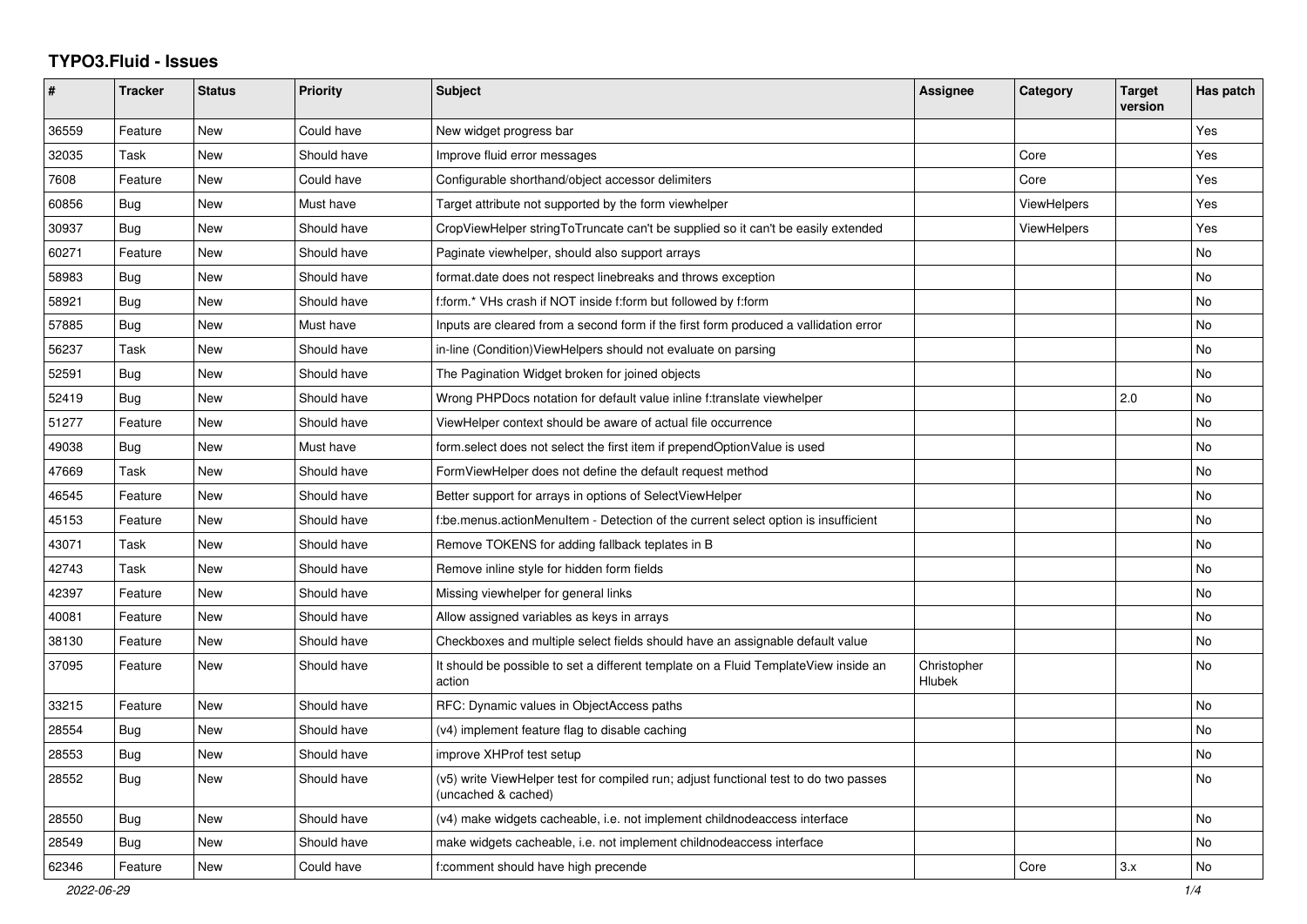# TYPO3.Fluid - Issues

| # | Tracker | Status | Priority | Subject | Assignee | Category | Target version | Has patch |
|---|---|---|---|---|---|---|---|---|
| 36559 | Feature | New | Could have | New widget progress bar | | | | Yes |
| 32035 | Task | New | Should have | Improve fluid error messages | | Core | | Yes |
| 7608 | Feature | New | Could have | Configurable shorthand/object accessor delimiters | | Core | | Yes |
| 60856 | Bug | New | Must have | Target attribute not supported by the form viewhelper | | ViewHelpers | | Yes |
| 30937 | Bug | New | Should have | CropViewHelper stringToTruncate can't be supplied so it can't be easily extended | | ViewHelpers | | Yes |
| 60271 | Feature | New | Should have | Paginate viewhelper, should also support arrays | | | | No |
| 58983 | Bug | New | Should have | format.date does not respect linebreaks and throws exception | | | | No |
| 58921 | Bug | New | Should have | f:form.* VHs crash if NOT inside f:form but followed by f:form | | | | No |
| 57885 | Bug | New | Must have | Inputs are cleared from a second form if the first form produced a vallidation error | | | | No |
| 56237 | Task | New | Should have | in-line (Condition)ViewHelpers should not evaluate on parsing | | | | No |
| 52591 | Bug | New | Should have | The Pagination Widget broken for joined objects | | | | No |
| 52419 | Bug | New | Should have | Wrong PHPDocs notation for default value inline f:translate viewhelper | | | 2.0 | No |
| 51277 | Feature | New | Should have | ViewHelper context should be aware of actual file occurrence | | | | No |
| 49038 | Bug | New | Must have | form.select does not select the first item if prependOptionValue is used | | | | No |
| 47669 | Task | New | Should have | FormViewHelper does not define the default request method | | | | No |
| 46545 | Feature | New | Should have | Better support for arrays in options of SelectViewHelper | | | | No |
| 45153 | Feature | New | Should have | f:be.menus.actionMenuItem - Detection of the current select option is insufficient | | | | No |
| 43071 | Task | New | Should have | Remove TOKENS for adding fallback teplates in B | | | | No |
| 42743 | Task | New | Should have | Remove inline style for hidden form fields | | | | No |
| 42397 | Feature | New | Should have | Missing viewhelper for general links | | | | No |
| 40081 | Feature | New | Should have | Allow assigned variables as keys in arrays | | | | No |
| 38130 | Feature | New | Should have | Checkboxes and multiple select fields should have an assignable default value | | | | No |
| 37095 | Feature | New | Should have | It should be possible to set a different template on a Fluid TemplateView inside an action | Christopher Hlubek | | | No |
| 33215 | Feature | New | Should have | RFC: Dynamic values in ObjectAccess paths | | | | No |
| 28554 | Bug | New | Should have | (v4) implement feature flag to disable caching | | | | No |
| 28553 | Bug | New | Should have | improve XHProf test setup | | | | No |
| 28552 | Bug | New | Should have | (v5) write ViewHelper test for compiled run; adjust functional test to do two passes (uncached & cached) | | | | No |
| 28550 | Bug | New | Should have | (v4) make widgets cacheable, i.e. not implement childnodeaccess interface | | | | No |
| 28549 | Bug | New | Should have | make widgets cacheable, i.e. not implement childnodeaccess interface | | | | No |
| 62346 | Feature | New | Could have | f:comment should have high precende | | Core | 3.x | No |

2022-06-29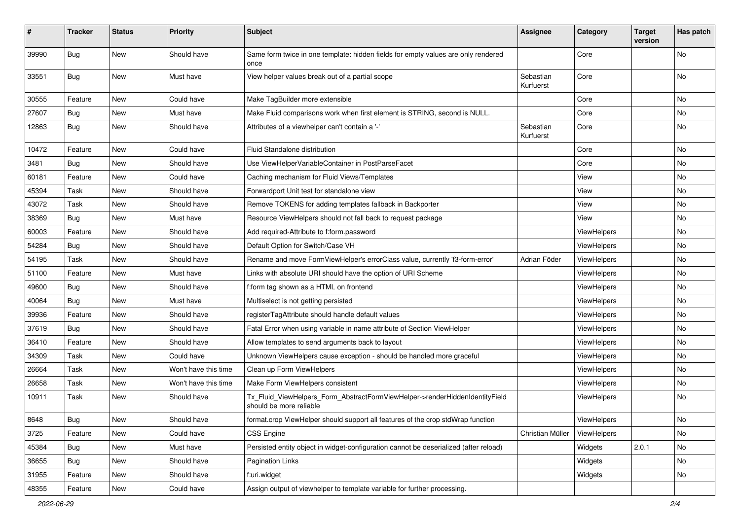| # | Tracker | Status | Priority | Subject | Assignee | Category | Target version | Has patch |
|---|---|---|---|---|---|---|---|---|
| 39990 | Bug | New | Should have | Same form twice in one template: hidden fields for empty values are only rendered once | | Core | | No |
| 33551 | Bug | New | Must have | View helper values break out of a partial scope | Sebastian Kurfuerst | Core | | No |
| 30555 | Feature | New | Could have | Make TagBuilder more extensible | | Core | | No |
| 27607 | Bug | New | Must have | Make Fluid comparisons work when first element is STRING, second is NULL. | | Core | | No |
| 12863 | Bug | New | Should have | Attributes of a viewhelper can't contain a '-' | Sebastian Kurfuerst | Core | | No |
| 10472 | Feature | New | Could have | Fluid Standalone distribution | | Core | | No |
| 3481 | Bug | New | Should have | Use ViewHelperVariableContainer in PostParseFacet | | Core | | No |
| 60181 | Feature | New | Could have | Caching mechanism for Fluid Views/Templates | | View | | No |
| 45394 | Task | New | Should have | Forwardport Unit test for standalone view | | View | | No |
| 43072 | Task | New | Should have | Remove TOKENS for adding templates fallback in Backporter | | View | | No |
| 38369 | Bug | New | Must have | Resource ViewHelpers should not fall back to request package | | View | | No |
| 60003 | Feature | New | Should have | Add required-Attribute to f:form.password | | ViewHelpers | | No |
| 54284 | Bug | New | Should have | Default Option for Switch/Case VH | | ViewHelpers | | No |
| 54195 | Task | New | Should have | Rename and move FormViewHelper's errorClass value, currently 'f3-form-error' | Adrian Föder | ViewHelpers | | No |
| 51100 | Feature | New | Must have | Links with absolute URI should have the option of URI Scheme | | ViewHelpers | | No |
| 49600 | Bug | New | Should have | f:form tag shown as a HTML on frontend | | ViewHelpers | | No |
| 40064 | Bug | New | Must have | Multiselect is not getting persisted | | ViewHelpers | | No |
| 39936 | Feature | New | Should have | registerTagAttribute should handle default values | | ViewHelpers | | No |
| 37619 | Bug | New | Should have | Fatal Error when using variable in name attribute of Section ViewHelper | | ViewHelpers | | No |
| 36410 | Feature | New | Should have | Allow templates to send arguments back to layout | | ViewHelpers | | No |
| 34309 | Task | New | Could have | Unknown ViewHelpers cause exception - should be handled more graceful | | ViewHelpers | | No |
| 26664 | Task | New | Won't have this time | Clean up Form ViewHelpers | | ViewHelpers | | No |
| 26658 | Task | New | Won't have this time | Make Form ViewHelpers consistent | | ViewHelpers | | No |
| 10911 | Task | New | Should have | Tx_Fluid_ViewHelpers_Form_AbstractFormViewHelper->renderHiddenIdentityField should be more reliable | | ViewHelpers | | No |
| 8648 | Bug | New | Should have | format.crop ViewHelper should support all features of the crop stdWrap function | | ViewHelpers | | No |
| 3725 | Feature | New | Could have | CSS Engine | Christian Müller | ViewHelpers | | No |
| 45384 | Bug | New | Must have | Persisted entity object in widget-configuration cannot be deserialized (after reload) | | Widgets | 2.0.1 | No |
| 36655 | Bug | New | Should have | Pagination Links | | Widgets | | No |
| 31955 | Feature | New | Should have | f:uri.widget | | Widgets | | No |
| 48355 | Feature | New | Could have | Assign output of viewhelper to template variable for further processing. | | | | |

2022-06-29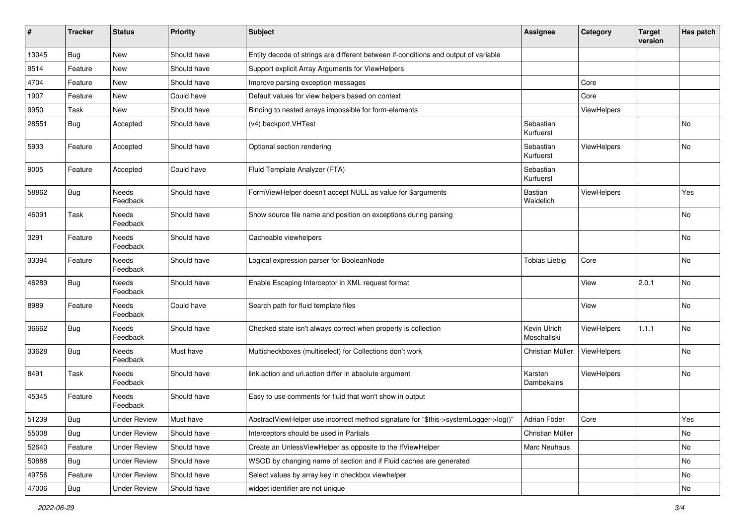| # | Tracker | Status | Priority | Subject | Assignee | Category | Target version | Has patch |
|---|---|---|---|---|---|---|---|---|
| 13045 | Bug | New | Should have | Entity decode of strings are different between if-conditions and output of variable | | | | |
| 9514 | Feature | New | Should have | Support explicit Array Arguments for ViewHelpers | | | | |
| 4704 | Feature | New | Should have | Improve parsing exception messages | | Core | | |
| 1907 | Feature | New | Could have | Default values for view helpers based on context | | Core | | |
| 9950 | Task | New | Should have | Binding to nested arrays impossible for form-elements | | ViewHelpers | | |
| 28551 | Bug | Accepted | Should have | (v4) backport VHTest | Sebastian Kurfuerst | | | No |
| 5933 | Feature | Accepted | Should have | Optional section rendering | Sebastian Kurfuerst | ViewHelpers | | No |
| 9005 | Feature | Accepted | Could have | Fluid Template Analyzer (FTA) | Sebastian Kurfuerst | | | |
| 58862 | Bug | Needs Feedback | Should have | FormViewHelper doesn't accept NULL as value for $arguments | Bastian Waidelich | ViewHelpers | | Yes |
| 46091 | Task | Needs Feedback | Should have | Show source file name and position on exceptions during parsing | | | | No |
| 3291 | Feature | Needs Feedback | Should have | Cacheable viewhelpers | | | | No |
| 33394 | Feature | Needs Feedback | Should have | Logical expression parser for BooleanNode | Tobias Liebig | Core | | No |
| 46289 | Bug | Needs Feedback | Should have | Enable Escaping Interceptor in XML request format | | View | 2.0.1 | No |
| 8989 | Feature | Needs Feedback | Could have | Search path for fluid template files | | View | | No |
| 36662 | Bug | Needs Feedback | Should have | Checked state isn't always correct when property is collection | Kevin Ulrich Moschallski | ViewHelpers | 1.1.1 | No |
| 33628 | Bug | Needs Feedback | Must have | Multicheckboxes (multiselect) for Collections don't work | Christian Müller | ViewHelpers | | No |
| 8491 | Task | Needs Feedback | Should have | link.action and uri.action differ in absolute argument | Karsten Dambekalns | ViewHelpers | | No |
| 45345 | Feature | Needs Feedback | Should have | Easy to use comments for fluid that won't show in output | | | | |
| 51239 | Bug | Under Review | Must have | AbstractViewHelper use incorrect method signature for "$this->systemLogger->log()" | Adrian Föder | Core | | Yes |
| 55008 | Bug | Under Review | Should have | Interceptors should be used in Partials | Christian Müller | | | No |
| 52640 | Feature | Under Review | Should have | Create an UnlessViewHelper as opposite to the IfViewHelper | Marc Neuhaus | | | No |
| 50888 | Bug | Under Review | Should have | WSOD by changing name of section and if Fluid caches are generated | | | | No |
| 49756 | Feature | Under Review | Should have | Select values by array key in checkbox viewhelper | | | | No |
| 47006 | Bug | Under Review | Should have | widget identifier are not unique | | | | No |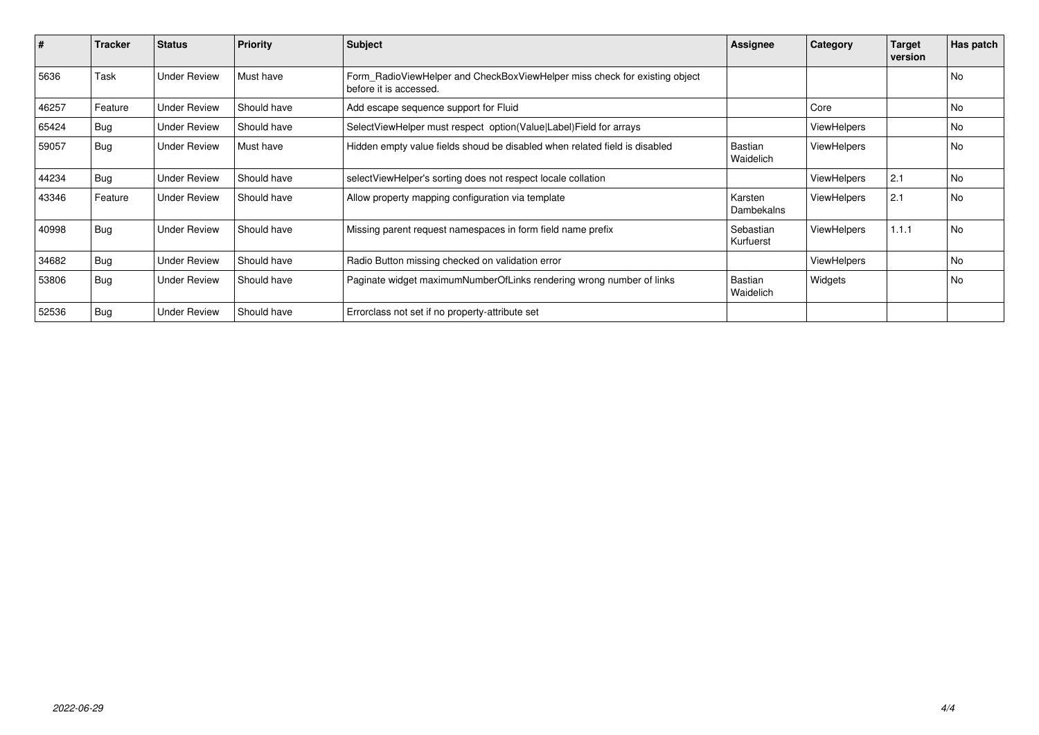| # | Tracker | Status | Priority | Subject | Assignee | Category | Target version | Has patch |
|---|---|---|---|---|---|---|---|---|
| 5636 | Task | Under Review | Must have | Form_RadioViewHelper and CheckBoxViewHelper miss check for existing object before it is accessed. | | | | No |
| 46257 | Feature | Under Review | Should have | Add escape sequence support for Fluid | | Core | | No |
| 65424 | Bug | Under Review | Should have | SelectViewHelper must respect option(Value\|Label)Field for arrays | | ViewHelpers | | No |
| 59057 | Bug | Under Review | Must have | Hidden empty value fields shoud be disabled when related field is disabled | Bastian Waidelich | ViewHelpers | | No |
| 44234 | Bug | Under Review | Should have | selectViewHelper's sorting does not respect locale collation | | ViewHelpers | 2.1 | No |
| 43346 | Feature | Under Review | Should have | Allow property mapping configuration via template | Karsten Dambekalns | ViewHelpers | 2.1 | No |
| 40998 | Bug | Under Review | Should have | Missing parent request namespaces in form field name prefix | Sebastian Kurfuerst | ViewHelpers | 1.1.1 | No |
| 34682 | Bug | Under Review | Should have | Radio Button missing checked on validation error | | ViewHelpers | | No |
| 53806 | Bug | Under Review | Should have | Paginate widget maximumNumberOfLinks rendering wrong number of links | Bastian Waidelich | Widgets | | No |
| 52536 | Bug | Under Review | Should have | Errorclass not set if no property-attribute set | | | | |